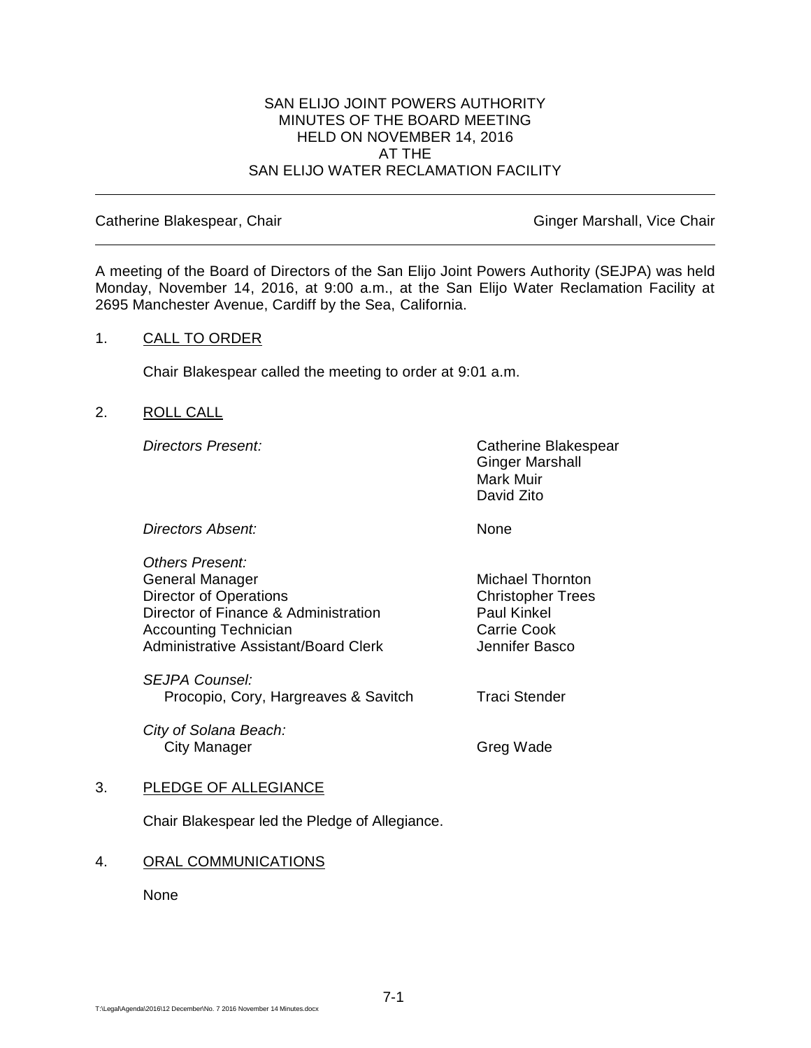SAN ELIJO JOINT POWERS AUTHORITY
MINUTES OF THE BOARD MEETING
HELD ON NOVEMBER 14, 2016
AT THE
SAN ELIJO WATER RECLAMATION FACILITY

---

Catherine Blakespear, Chair — Ginger Marshall, Vice Chair

---

A meeting of the Board of Directors of the San Elijo Joint Powers Authority (SEJPA) was held Monday, November 14, 2016, at 9:00 a.m., at the San Elijo Water Reclamation Facility at 2695 Manchester Avenue, Cardiff by the Sea, California.

1. CALL TO ORDER

   Chair Blakespear called the meeting to order at 9:01 a.m.

2. ROLL CALL

   *Directors Present:*
   Catherine Blakespear
   Ginger Marshall
   Mark Muir
   David Zito

   *Directors Absent:* None

   *Others Present:*

   | | |
   |---|---|
   | General Manager | Michael Thornton |
   | Director of Operations | Christopher Trees |
   | Director of Finance & Administration | Paul Kinkel |
   | Accounting Technician | Carrie Cook |
   | Administrative Assistant/Board Clerk | Jennifer Basco |

   *SEJPA Counsel:*
   Procopio, Cory, Hargreaves & Savitch — Traci Stender

   *City of Solana Beach:*
   City Manager — Greg Wade

3. PLEDGE OF ALLEGIANCE

   Chair Blakespear led the Pledge of Allegiance.

4. ORAL COMMUNICATIONS

   None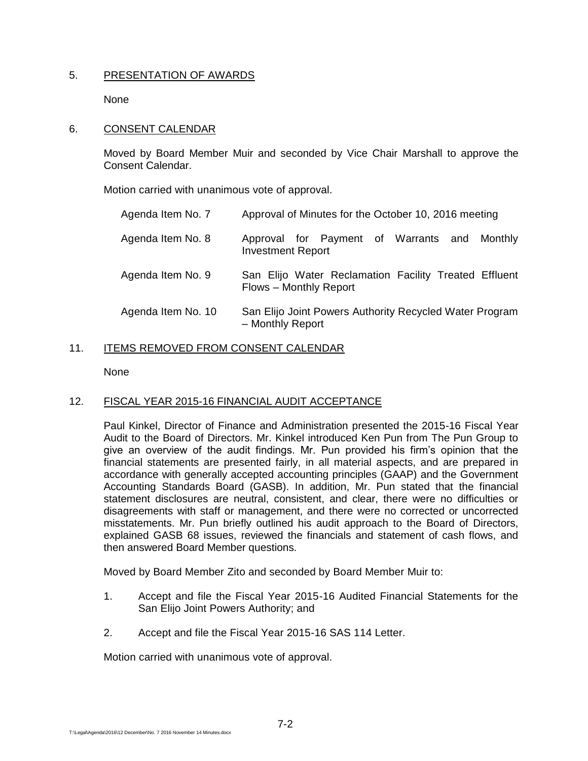5. PRESENTATION OF AWARDS

None

6. CONSENT CALENDAR

Moved by Board Member Muir and seconded by Vice Chair Marshall to approve the Consent Calendar.

Motion carried with unanimous vote of approval.

| | |
|---|---|
| Agenda Item No. 7 | Approval of Minutes for the October 10, 2016 meeting |
| Agenda Item No. 8 | Approval for Payment of Warrants and Monthly Investment Report |
| Agenda Item No. 9 | San Elijo Water Reclamation Facility Treated Effluent Flows – Monthly Report |
| Agenda Item No. 10 | San Elijo Joint Powers Authority Recycled Water Program – Monthly Report |

11. ITEMS REMOVED FROM CONSENT CALENDAR

None

12. FISCAL YEAR 2015-16 FINANCIAL AUDIT ACCEPTANCE

Paul Kinkel, Director of Finance and Administration presented the 2015-16 Fiscal Year Audit to the Board of Directors. Mr. Kinkel introduced Ken Pun from The Pun Group to give an overview of the audit findings. Mr. Pun provided his firm's opinion that the financial statements are presented fairly, in all material aspects, and are prepared in accordance with generally accepted accounting principles (GAAP) and the Government Accounting Standards Board (GASB). In addition, Mr. Pun stated that the financial statement disclosures are neutral, consistent, and clear, there were no difficulties or disagreements with staff or management, and there were no corrected or uncorrected misstatements. Mr. Pun briefly outlined his audit approach to the Board of Directors, explained GASB 68 issues, reviewed the financials and statement of cash flows, and then answered Board Member questions.

Moved by Board Member Zito and seconded by Board Member Muir to:

1. Accept and file the Fiscal Year 2015-16 Audited Financial Statements for the San Elijo Joint Powers Authority; and
2. Accept and file the Fiscal Year 2015-16 SAS 114 Letter.

Motion carried with unanimous vote of approval.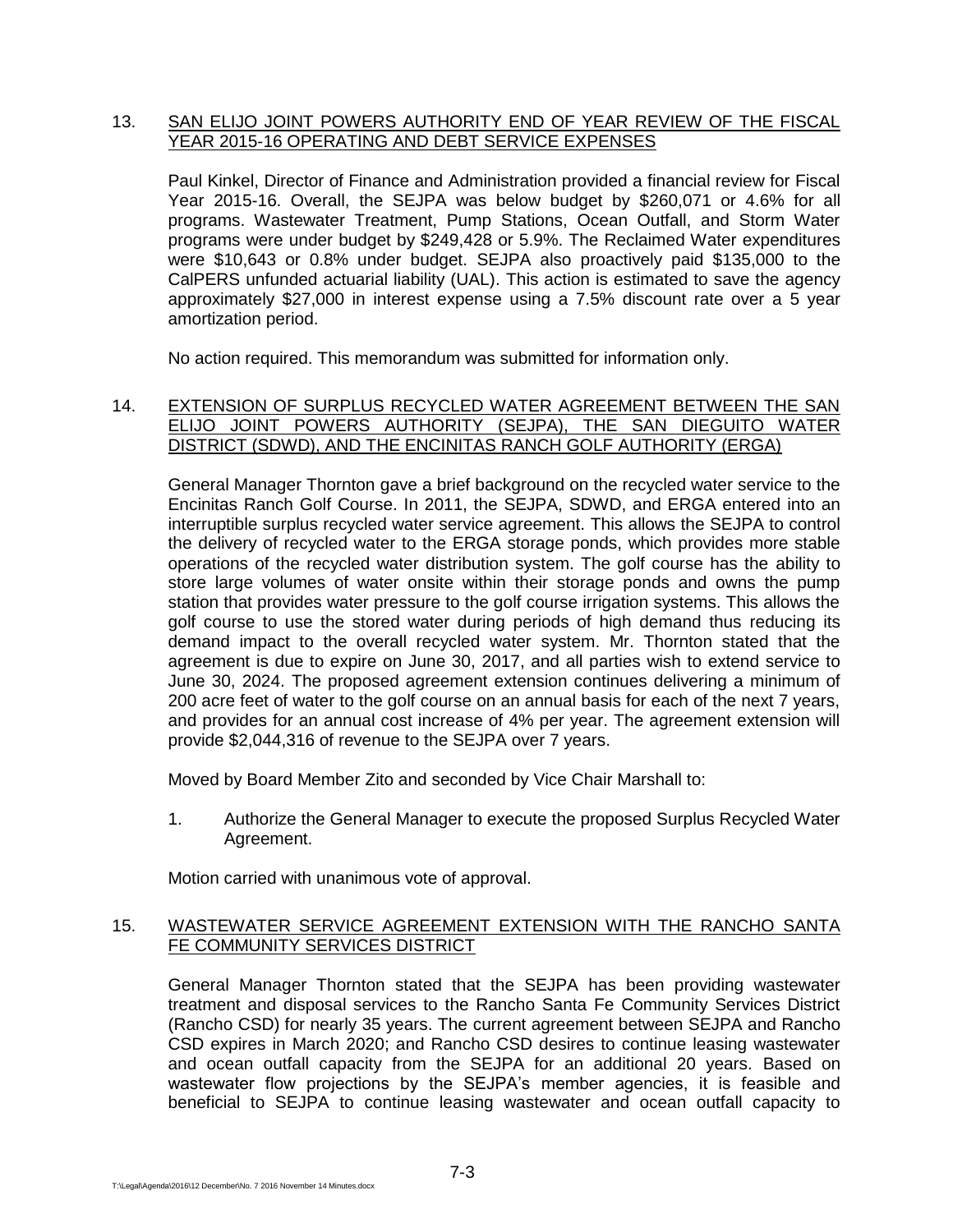13. <u>SAN ELIJO JOINT POWERS AUTHORITY END OF YEAR REVIEW OF THE FISCAL YEAR 2015-16 OPERATING AND DEBT SERVICE EXPENSES</u>

Paul Kinkel, Director of Finance and Administration provided a financial review for Fiscal Year 2015-16. Overall, the SEJPA was below budget by $260,071 or 4.6% for all programs. Wastewater Treatment, Pump Stations, Ocean Outfall, and Storm Water programs were under budget by $249,428 or 5.9%. The Reclaimed Water expenditures were $10,643 or 0.8% under budget. SEJPA also proactively paid $135,000 to the CalPERS unfunded actuarial liability (UAL). This action is estimated to save the agency approximately $27,000 in interest expense using a 7.5% discount rate over a 5 year amortization period.

No action required. This memorandum was submitted for information only.

14. <u>EXTENSION OF SURPLUS RECYCLED WATER AGREEMENT BETWEEN THE SAN ELIJO JOINT POWERS AUTHORITY (SEJPA), THE SAN DIEGUITO WATER DISTRICT (SDWD), AND THE ENCINITAS RANCH GOLF AUTHORITY (ERGA)</u>

General Manager Thornton gave a brief background on the recycled water service to the Encinitas Ranch Golf Course. In 2011, the SEJPA, SDWD, and ERGA entered into an interruptible surplus recycled water service agreement. This allows the SEJPA to control the delivery of recycled water to the ERGA storage ponds, which provides more stable operations of the recycled water distribution system. The golf course has the ability to store large volumes of water onsite within their storage ponds and owns the pump station that provides water pressure to the golf course irrigation systems. This allows the golf course to use the stored water during periods of high demand thus reducing its demand impact to the overall recycled water system. Mr. Thornton stated that the agreement is due to expire on June 30, 2017, and all parties wish to extend service to June 30, 2024. The proposed agreement extension continues delivering a minimum of 200 acre feet of water to the golf course on an annual basis for each of the next 7 years, and provides for an annual cost increase of 4% per year. The agreement extension will provide $2,044,316 of revenue to the SEJPA over 7 years.

Moved by Board Member Zito and seconded by Vice Chair Marshall to:

1. Authorize the General Manager to execute the proposed Surplus Recycled Water Agreement.

Motion carried with unanimous vote of approval.

15. <u>WASTEWATER SERVICE AGREEMENT EXTENSION WITH THE RANCHO SANTA FE COMMUNITY SERVICES DISTRICT</u>

General Manager Thornton stated that the SEJPA has been providing wastewater treatment and disposal services to the Rancho Santa Fe Community Services District (Rancho CSD) for nearly 35 years. The current agreement between SEJPA and Rancho CSD expires in March 2020; and Rancho CSD desires to continue leasing wastewater and ocean outfall capacity from the SEJPA for an additional 20 years. Based on wastewater flow projections by the SEJPA's member agencies, it is feasible and beneficial to SEJPA to continue leasing wastewater and ocean outfall capacity to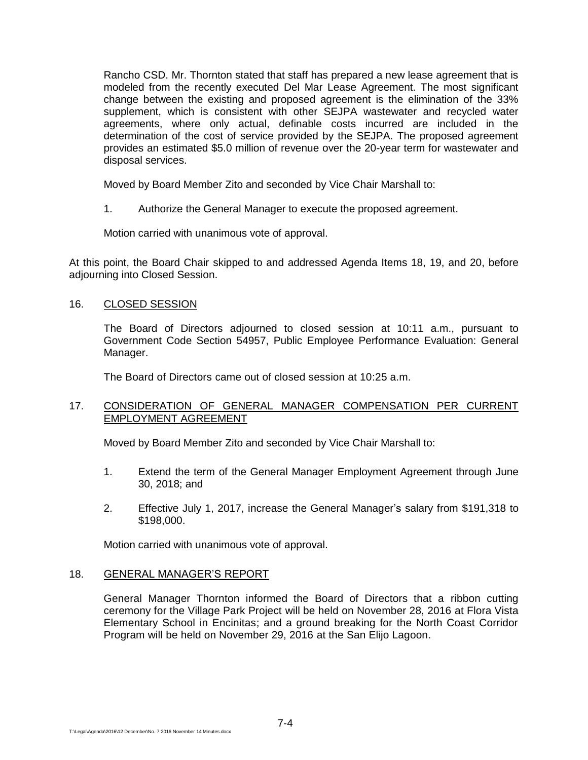Rancho CSD. Mr. Thornton stated that staff has prepared a new lease agreement that is modeled from the recently executed Del Mar Lease Agreement. The most significant change between the existing and proposed agreement is the elimination of the 33% supplement, which is consistent with other SEJPA wastewater and recycled water agreements, where only actual, definable costs incurred are included in the determination of the cost of service provided by the SEJPA. The proposed agreement provides an estimated $5.0 million of revenue over the 20-year term for wastewater and disposal services.

Moved by Board Member Zito and seconded by Vice Chair Marshall to:

1. Authorize the General Manager to execute the proposed agreement.

Motion carried with unanimous vote of approval.

At this point, the Board Chair skipped to and addressed Agenda Items 18, 19, and 20, before adjourning into Closed Session.

16. CLOSED SESSION

The Board of Directors adjourned to closed session at 10:11 a.m., pursuant to Government Code Section 54957, Public Employee Performance Evaluation: General Manager.

The Board of Directors came out of closed session at 10:25 a.m.

17. CONSIDERATION OF GENERAL MANAGER COMPENSATION PER CURRENT EMPLOYMENT AGREEMENT

Moved by Board Member Zito and seconded by Vice Chair Marshall to:

1. Extend the term of the General Manager Employment Agreement through June 30, 2018; and

2. Effective July 1, 2017, increase the General Manager's salary from $191,318 to $198,000.

Motion carried with unanimous vote of approval.

18. GENERAL MANAGER'S REPORT

General Manager Thornton informed the Board of Directors that a ribbon cutting ceremony for the Village Park Project will be held on November 28, 2016 at Flora Vista Elementary School in Encinitas; and a ground breaking for the North Coast Corridor Program will be held on November 29, 2016 at the San Elijo Lagoon.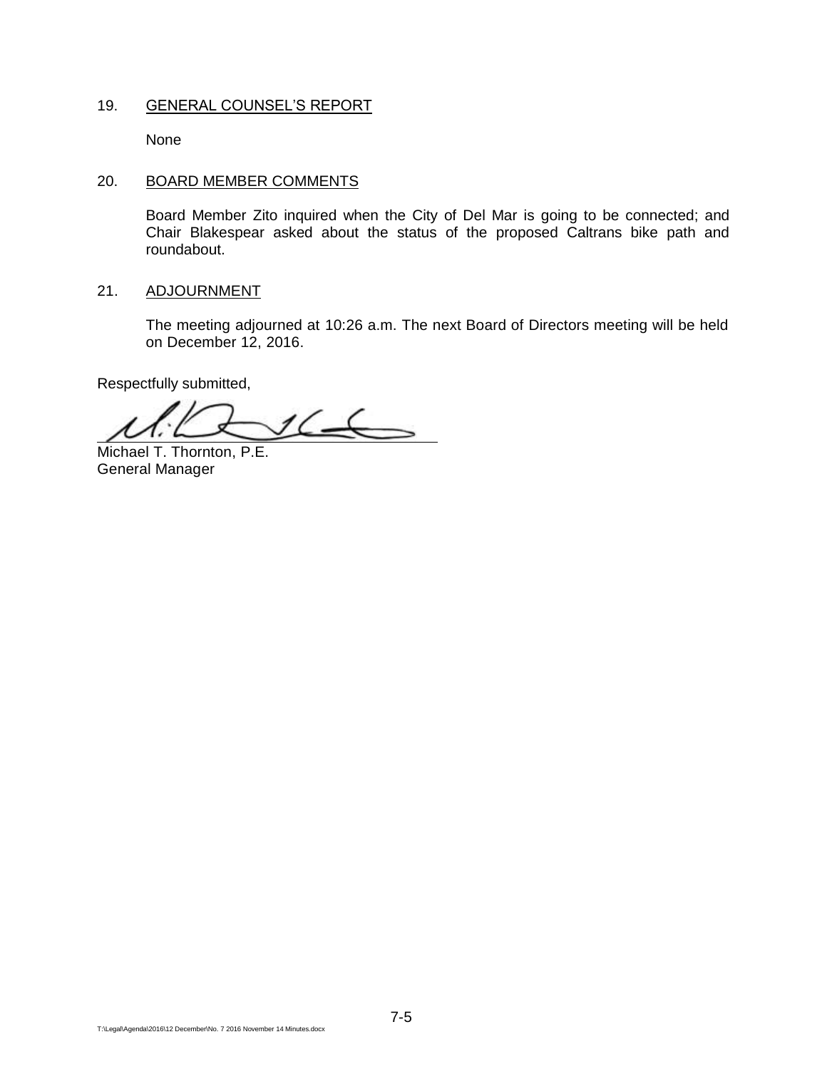19. <u>GENERAL COUNSEL'S REPORT</u>

None

20. <u>BOARD MEMBER COMMENTS</u>

Board Member Zito inquired when the City of Del Mar is going to be connected; and Chair Blakespear asked about the status of the proposed Caltrans bike path and roundabout.

21. <u>ADJOURNMENT</u>

The meeting adjourned at 10:26 a.m. The next Board of Directors meeting will be held on December 12, 2016.

Respectfully submitted,

Michael T. Thornton, P.E.
General Manager

T:\Legal\Agenda\2016\12 December\No. 7 2016 November 14 Minutes.docx